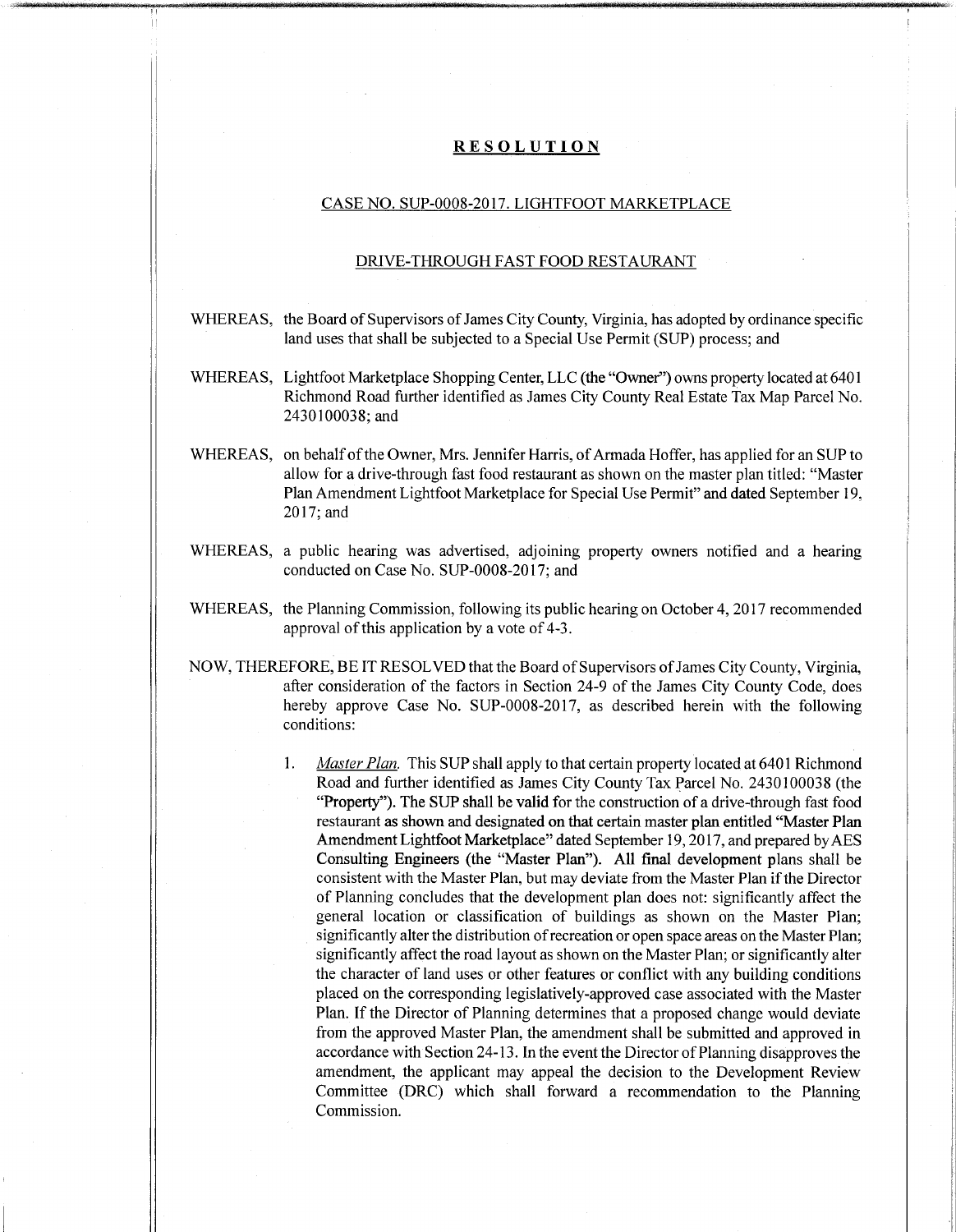## RESOLUTION

CASE NO. SUP-0008-2017. LIGHTFOOT MARKETPLACE

DRIVE-THROUGH FAST FOOD RESTAURANT

WHEREAS, the Board of Supervisors of James City County, Virginia, has adopted by ordinance specific land uses that shall be subjected to a Special Use Permit (SUP) process; and

WHEREAS, Lightfoot Marketplace Shopping Center, LLC (the "Owner") owns property located at 6401 Richmond Road further identified as James City County Real Estate Tax Map Parcel No. 2430100038; and

WHEREAS, on behalf of the Owner, Mrs. Jennifer Harris, of Armada Hoffer, has applied for an SUP to allow for a drive-through fast food restaurant as shown on the master plan titled: "Master Plan Amendment Lightfoot Marketplace for Special Use Permit" and dated September 19, 2017; and

WHEREAS, a public hearing was advertised, adjoining property owners notified and a hearing conducted on Case No. SUP-0008-2017; and

WHEREAS, the Planning Commission, following its public hearing on October 4, 2017 recommended approval of this application by a vote of 4-3.

NOW, THEREFORE, BE IT RESOLVED that the Board of Supervisors of James City County, Virginia, after consideration of the factors in Section 24-9 of the James City County Code, does hereby approve Case No. SUP-0008-2017, as described herein with the following conditions:

1. *Master Plan.* This SUP shall apply to that certain property located at 6401 Richmond Road and further identified as James City County Tax Parcel No. 2430100038 (the "Property"). The SUP shall be valid for the construction of a drive-through fast food restaurant as shown and designated on that certain master plan entitled "Master Plan Amendment Lightfoot Marketplace" dated September 19, 2017, and prepared by AES Consulting Engineers (the "Master Plan"). All final development plans shall be consistent with the Master Plan, but may deviate from the Master Plan if the Director of Planning concludes that the development plan does not: significantly affect the general location or classification of buildings as shown on the Master Plan; significantly alter the distribution of recreation or open space areas on the Master Plan; significantly affect the road layout as shown on the Master Plan; or significantly alter the character of land uses or other features or conflict with any building conditions placed on the corresponding legislatively-approved case associated with the Master Plan. If the Director of Planning determines that a proposed change would deviate from the approved Master Plan, the amendment shall be submitted and approved in accordance with Section 24-13. In the event the Director of Planning disapproves the amendment, the applicant may appeal the decision to the Development Review Committee (DRC) which shall forward a recommendation to the Planning Commission.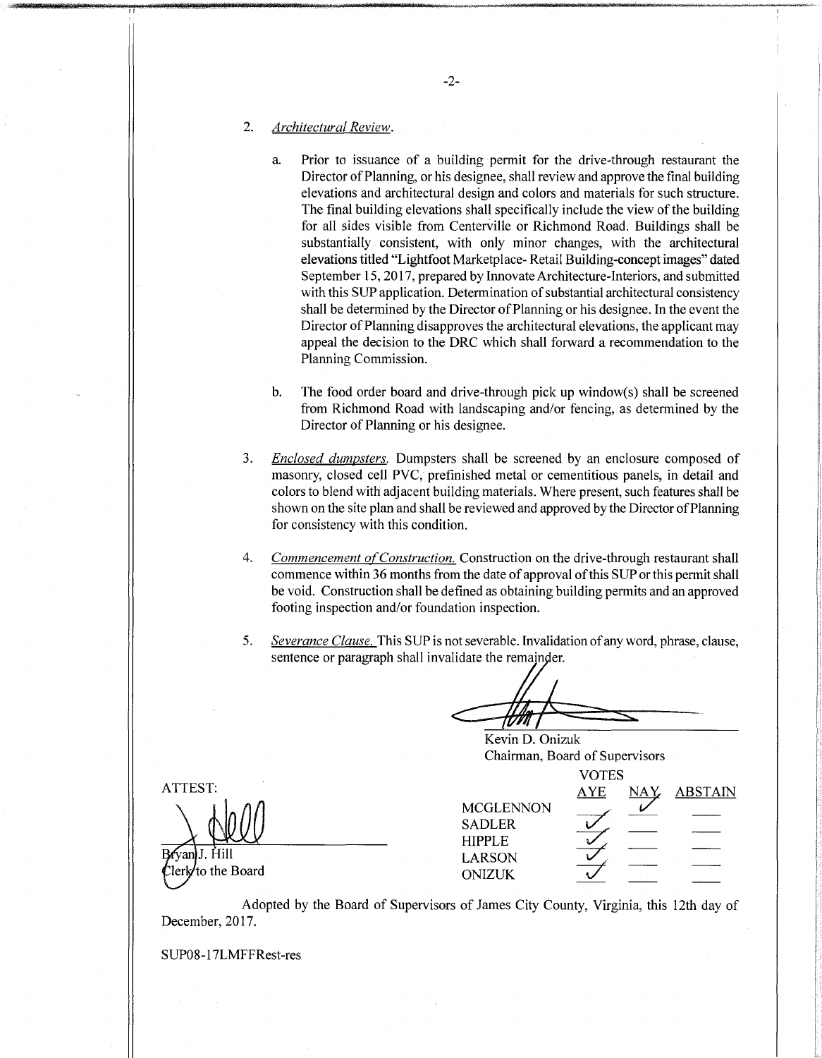2. *Architectural Review.*

   a. Prior to issuance of a building permit for the drive-through restaurant the Director of Planning, or his designee, shall review and approve the final building elevations and architectural design and colors and materials for such structure. The final building elevations shall specifically include the view of the building for all sides visible from Centerville or Richmond Road. Buildings shall be substantially consistent, with only minor changes, with the architectural elevations titled "Lightfoot Marketplace- Retail Building-concept images" dated September 15, 2017, prepared by Innovate Architecture-Interiors, and submitted with this SUP application. Determination of substantial architectural consistency shall be determined by the Director of Planning or his designee. In the event the Director of Planning disapproves the architectural elevations, the applicant may appeal the decision to the DRC which shall forward a recommendation to the Planning Commission.

   b. The food order board and drive-through pick up window(s) shall be screened from Richmond Road with landscaping and/or fencing, as determined by the Director of Planning or his designee.

3. *Enclosed dumpsters.* Dumpsters shall be screened by an enclosure composed of masonry, closed cell PVC, prefinished metal or cementitious panels, in detail and colors to blend with adjacent building materials. Where present, such features shall be shown on the site plan and shall be reviewed and approved by the Director of Planning for consistency with this condition.

4. *Commencement of Construction.* Construction on the drive-through restaurant shall commence within 36 months from the date of approval of this SUP or this permit shall be void. Construction shall be defined as obtaining building permits and an approved footing inspection and/or foundation inspection.

5. *Severance Clause.* This SUP is not severable. Invalidation of any word, phrase, clause, sentence or paragraph shall invalidate the remainder.

Kevin D. Onizuk
Chairman, Board of Supervisors

ATTEST:

Bryan J. Hill
Clerk to the Board

| VOTES | AYE | NAY | ABSTAIN |
|---|---|---|---|
| MCGLENNON | | ✓ | |
| SADLER | ✓ | | |
| HIPPLE | ✓ | | |
| LARSON | ✓ | | |
| ONIZUK | ✓ | | |

Adopted by the Board of Supervisors of James City County, Virginia, this 12th day of December, 2017.

SUP08-17LMFFRest-res